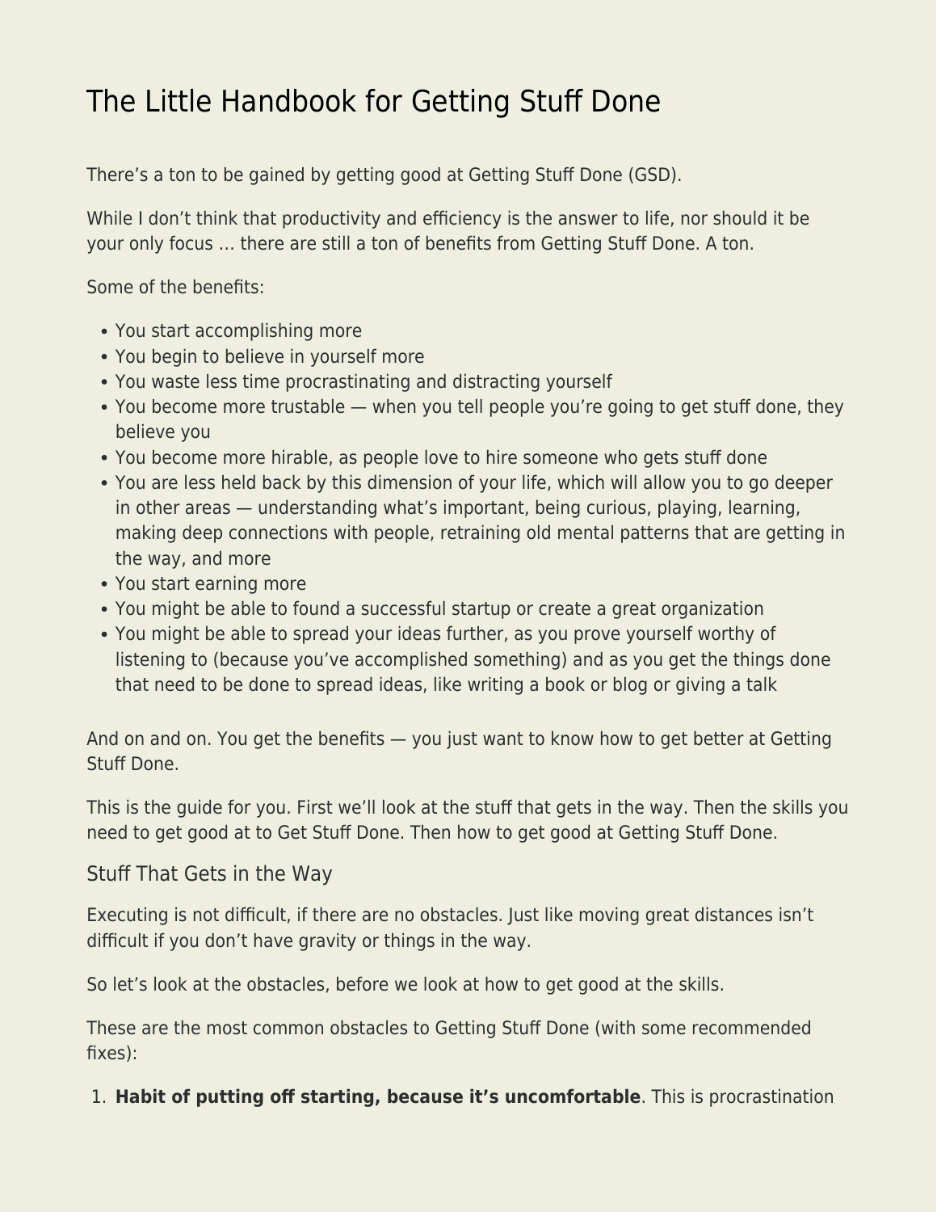# The Little Handbook for Getting Stuff Done

There's a ton to be gained by getting good at Getting Stuff Done (GSD).

While I don't think that productivity and efficiency is the answer to life, nor should it be your only focus … there are still a ton of benefits from Getting Stuff Done. A ton.

Some of the benefits:

- You start accomplishing more
- You begin to believe in yourself more
- You waste less time procrastinating and distracting yourself
- You become more trustable — when you tell people you're going to get stuff done, they believe you
- You become more hirable, as people love to hire someone who gets stuff done
- You are less held back by this dimension of your life, which will allow you to go deeper in other areas — understanding what's important, being curious, playing, learning, making deep connections with people, retraining old mental patterns that are getting in the way, and more
- You start earning more
- You might be able to found a successful startup or create a great organization
- You might be able to spread your ideas further, as you prove yourself worthy of listening to (because you've accomplished something) and as you get the things done that need to be done to spread ideas, like writing a book or blog or giving a talk

And on and on. You get the benefits — you just want to know how to get better at Getting Stuff Done.

This is the guide for you. First we'll look at the stuff that gets in the way. Then the skills you need to get good at to Get Stuff Done. Then how to get good at Getting Stuff Done.

## Stuff That Gets in the Way

Executing is not difficult, if there are no obstacles. Just like moving great distances isn't difficult if you don't have gravity or things in the way.

So let's look at the obstacles, before we look at how to get good at the skills.

These are the most common obstacles to Getting Stuff Done (with some recommended fixes):

1. **Habit of putting off starting, because it's uncomfortable**. This is procrastination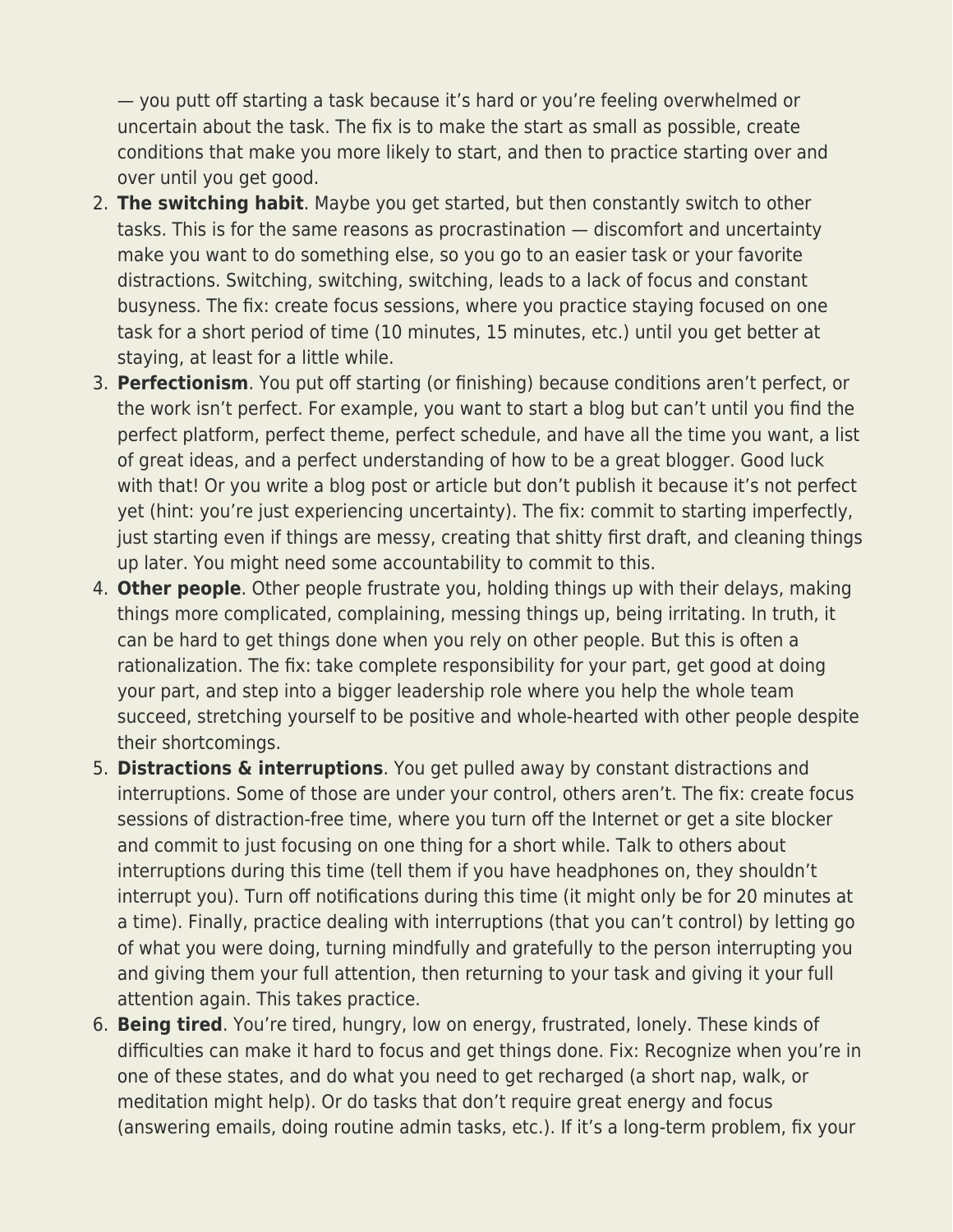— you putt off starting a task because it's hard or you're feeling overwhelmed or uncertain about the task. The fix is to make the start as small as possible, create conditions that make you more likely to start, and then to practice starting over and over until you get good.

2. **The switching habit**. Maybe you get started, but then constantly switch to other tasks. This is for the same reasons as procrastination — discomfort and uncertainty make you want to do something else, so you go to an easier task or your favorite distractions. Switching, switching, switching, leads to a lack of focus and constant busyness. The fix: create focus sessions, where you practice staying focused on one task for a short period of time (10 minutes, 15 minutes, etc.) until you get better at staying, at least for a little while.
3. **Perfectionism**. You put off starting (or finishing) because conditions aren't perfect, or the work isn't perfect. For example, you want to start a blog but can't until you find the perfect platform, perfect theme, perfect schedule, and have all the time you want, a list of great ideas, and a perfect understanding of how to be a great blogger. Good luck with that! Or you write a blog post or article but don't publish it because it's not perfect yet (hint: you're just experiencing uncertainty). The fix: commit to starting imperfectly, just starting even if things are messy, creating that shitty first draft, and cleaning things up later. You might need some accountability to commit to this.
4. **Other people**. Other people frustrate you, holding things up with their delays, making things more complicated, complaining, messing things up, being irritating. In truth, it can be hard to get things done when you rely on other people. But this is often a rationalization. The fix: take complete responsibility for your part, get good at doing your part, and step into a bigger leadership role where you help the whole team succeed, stretching yourself to be positive and whole-hearted with other people despite their shortcomings.
5. **Distractions & interruptions**. You get pulled away by constant distractions and interruptions. Some of those are under your control, others aren't. The fix: create focus sessions of distraction-free time, where you turn off the Internet or get a site blocker and commit to just focusing on one thing for a short while. Talk to others about interruptions during this time (tell them if you have headphones on, they shouldn't interrupt you). Turn off notifications during this time (it might only be for 20 minutes at a time). Finally, practice dealing with interruptions (that you can't control) by letting go of what you were doing, turning mindfully and gratefully to the person interrupting you and giving them your full attention, then returning to your task and giving it your full attention again. This takes practice.
6. **Being tired**. You're tired, hungry, low on energy, frustrated, lonely. These kinds of difficulties can make it hard to focus and get things done. Fix: Recognize when you're in one of these states, and do what you need to get recharged (a short nap, walk, or meditation might help). Or do tasks that don't require great energy and focus (answering emails, doing routine admin tasks, etc.). If it's a long-term problem, fix your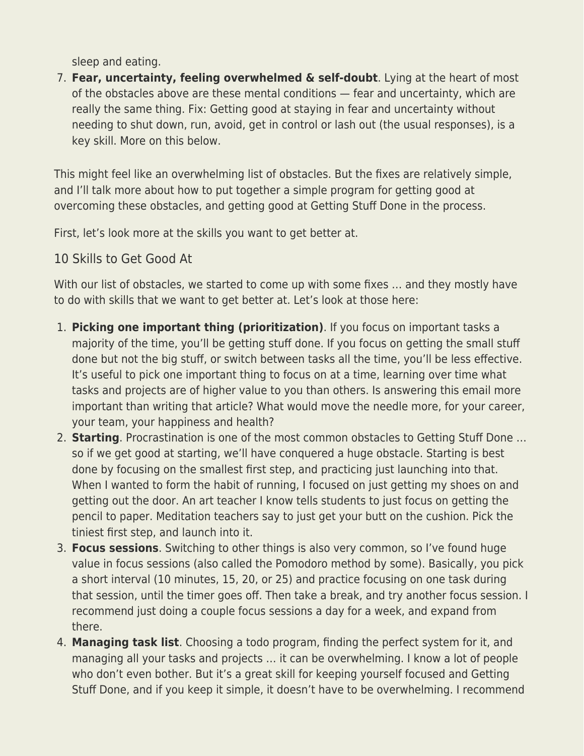sleep and eating.

7. **Fear, uncertainty, feeling overwhelmed & self-doubt**. Lying at the heart of most of the obstacles above are these mental conditions — fear and uncertainty, which are really the same thing. Fix: Getting good at staying in fear and uncertainty without needing to shut down, run, avoid, get in control or lash out (the usual responses), is a key skill. More on this below.

This might feel like an overwhelming list of obstacles. But the fixes are relatively simple, and I'll talk more about how to put together a simple program for getting good at overcoming these obstacles, and getting good at Getting Stuff Done in the process.

First, let's look more at the skills you want to get better at.

## 10 Skills to Get Good At

With our list of obstacles, we started to come up with some fixes … and they mostly have to do with skills that we want to get better at. Let's look at those here:

1. **Picking one important thing (prioritization)**. If you focus on important tasks a majority of the time, you'll be getting stuff done. If you focus on getting the small stuff done but not the big stuff, or switch between tasks all the time, you'll be less effective. It's useful to pick one important thing to focus on at a time, learning over time what tasks and projects are of higher value to you than others. Is answering this email more important than writing that article? What would move the needle more, for your career, your team, your happiness and health?
2. **Starting**. Procrastination is one of the most common obstacles to Getting Stuff Done … so if we get good at starting, we'll have conquered a huge obstacle. Starting is best done by focusing on the smallest first step, and practicing just launching into that. When I wanted to form the habit of running, I focused on just getting my shoes on and getting out the door. An art teacher I know tells students to just focus on getting the pencil to paper. Meditation teachers say to just get your butt on the cushion. Pick the tiniest first step, and launch into it.
3. **Focus sessions**. Switching to other things is also very common, so I've found huge value in focus sessions (also called the Pomodoro method by some). Basically, you pick a short interval (10 minutes, 15, 20, or 25) and practice focusing on one task during that session, until the timer goes off. Then take a break, and try another focus session. I recommend just doing a couple focus sessions a day for a week, and expand from there.
4. **Managing task list**. Choosing a todo program, finding the perfect system for it, and managing all your tasks and projects … it can be overwhelming. I know a lot of people who don't even bother. But it's a great skill for keeping yourself focused and Getting Stuff Done, and if you keep it simple, it doesn't have to be overwhelming. I recommend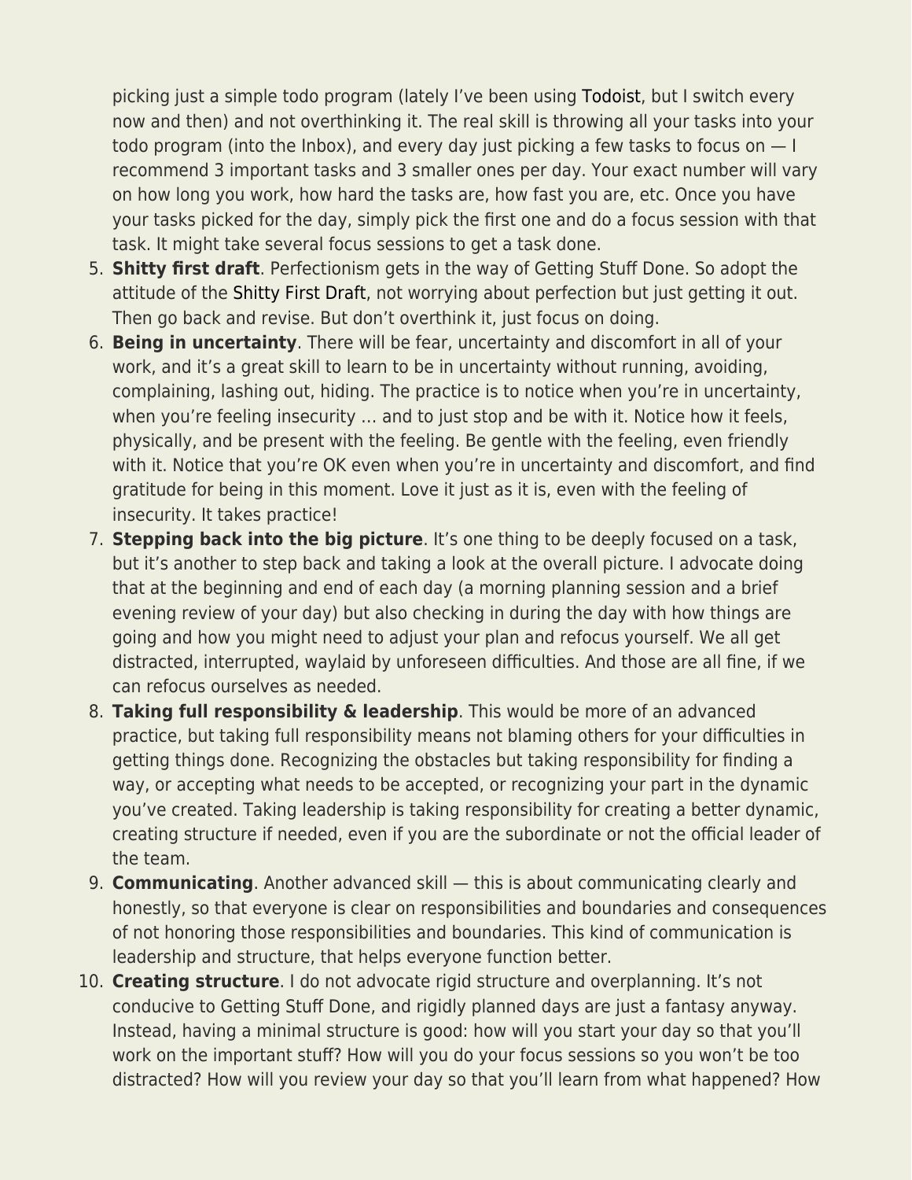picking just a simple todo program (lately I've been using Todoist, but I switch every now and then) and not overthinking it. The real skill is throwing all your tasks into your todo program (into the Inbox), and every day just picking a few tasks to focus on — I recommend 3 important tasks and 3 smaller ones per day. Your exact number will vary on how long you work, how hard the tasks are, how fast you are, etc. Once you have your tasks picked for the day, simply pick the first one and do a focus session with that task. It might take several focus sessions to get a task done.

5. **Shitty first draft**. Perfectionism gets in the way of Getting Stuff Done. So adopt the attitude of the Shitty First Draft, not worrying about perfection but just getting it out. Then go back and revise. But don't overthink it, just focus on doing.
6. **Being in uncertainty**. There will be fear, uncertainty and discomfort in all of your work, and it's a great skill to learn to be in uncertainty without running, avoiding, complaining, lashing out, hiding. The practice is to notice when you're in uncertainty, when you're feeling insecurity … and to just stop and be with it. Notice how it feels, physically, and be present with the feeling. Be gentle with the feeling, even friendly with it. Notice that you're OK even when you're in uncertainty and discomfort, and find gratitude for being in this moment. Love it just as it is, even with the feeling of insecurity. It takes practice!
7. **Stepping back into the big picture**. It's one thing to be deeply focused on a task, but it's another to step back and taking a look at the overall picture. I advocate doing that at the beginning and end of each day (a morning planning session and a brief evening review of your day) but also checking in during the day with how things are going and how you might need to adjust your plan and refocus yourself. We all get distracted, interrupted, waylaid by unforeseen difficulties. And those are all fine, if we can refocus ourselves as needed.
8. **Taking full responsibility & leadership**. This would be more of an advanced practice, but taking full responsibility means not blaming others for your difficulties in getting things done. Recognizing the obstacles but taking responsibility for finding a way, or accepting what needs to be accepted, or recognizing your part in the dynamic you've created. Taking leadership is taking responsibility for creating a better dynamic, creating structure if needed, even if you are the subordinate or not the official leader of the team.
9. **Communicating**. Another advanced skill — this is about communicating clearly and honestly, so that everyone is clear on responsibilities and boundaries and consequences of not honoring those responsibilities and boundaries. This kind of communication is leadership and structure, that helps everyone function better.
10. **Creating structure**. I do not advocate rigid structure and overplanning. It's not conducive to Getting Stuff Done, and rigidly planned days are just a fantasy anyway. Instead, having a minimal structure is good: how will you start your day so that you'll work on the important stuff? How will you do your focus sessions so you won't be too distracted? How will you review your day so that you'll learn from what happened? How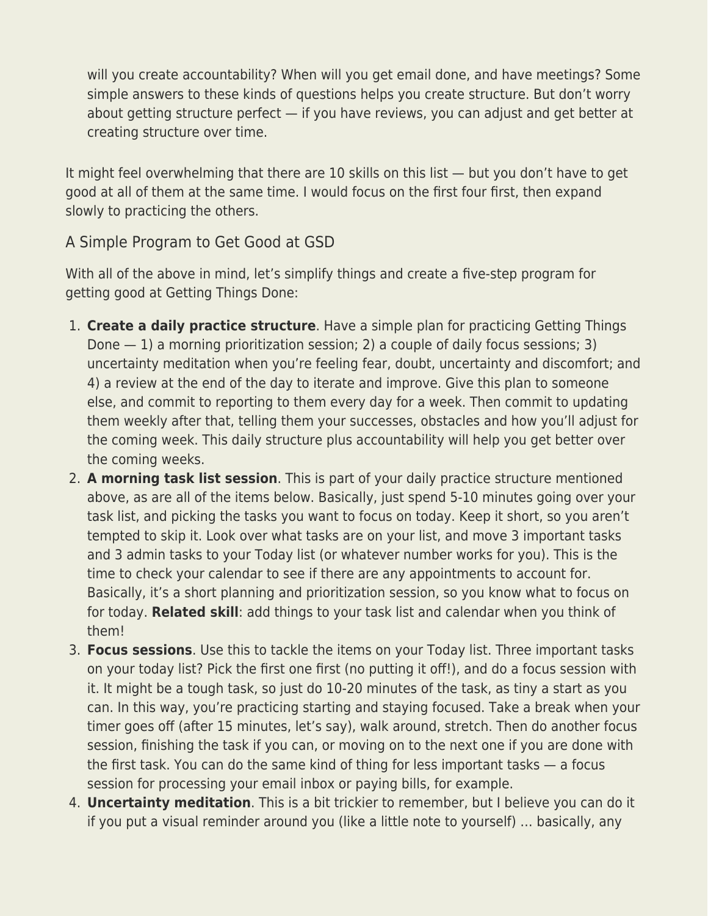will you create accountability? When will you get email done, and have meetings? Some simple answers to these kinds of questions helps you create structure. But don't worry about getting structure perfect — if you have reviews, you can adjust and get better at creating structure over time.

It might feel overwhelming that there are 10 skills on this list — but you don't have to get good at all of them at the same time. I would focus on the first four first, then expand slowly to practicing the others.

## A Simple Program to Get Good at GSD

With all of the above in mind, let's simplify things and create a five-step program for getting good at Getting Things Done:

1. **Create a daily practice structure**. Have a simple plan for practicing Getting Things Done — 1) a morning prioritization session; 2) a couple of daily focus sessions; 3) uncertainty meditation when you're feeling fear, doubt, uncertainty and discomfort; and 4) a review at the end of the day to iterate and improve. Give this plan to someone else, and commit to reporting to them every day for a week. Then commit to updating them weekly after that, telling them your successes, obstacles and how you'll adjust for the coming week. This daily structure plus accountability will help you get better over the coming weeks.
2. **A morning task list session**. This is part of your daily practice structure mentioned above, as are all of the items below. Basically, just spend 5-10 minutes going over your task list, and picking the tasks you want to focus on today. Keep it short, so you aren't tempted to skip it. Look over what tasks are on your list, and move 3 important tasks and 3 admin tasks to your Today list (or whatever number works for you). This is the time to check your calendar to see if there are any appointments to account for. Basically, it's a short planning and prioritization session, so you know what to focus on for today. **Related skill**: add things to your task list and calendar when you think of them!
3. **Focus sessions**. Use this to tackle the items on your Today list. Three important tasks on your today list? Pick the first one first (no putting it off!), and do a focus session with it. It might be a tough task, so just do 10-20 minutes of the task, as tiny a start as you can. In this way, you're practicing starting and staying focused. Take a break when your timer goes off (after 15 minutes, let's say), walk around, stretch. Then do another focus session, finishing the task if you can, or moving on to the next one if you are done with the first task. You can do the same kind of thing for less important tasks — a focus session for processing your email inbox or paying bills, for example.
4. **Uncertainty meditation**. This is a bit trickier to remember, but I believe you can do it if you put a visual reminder around you (like a little note to yourself) … basically, any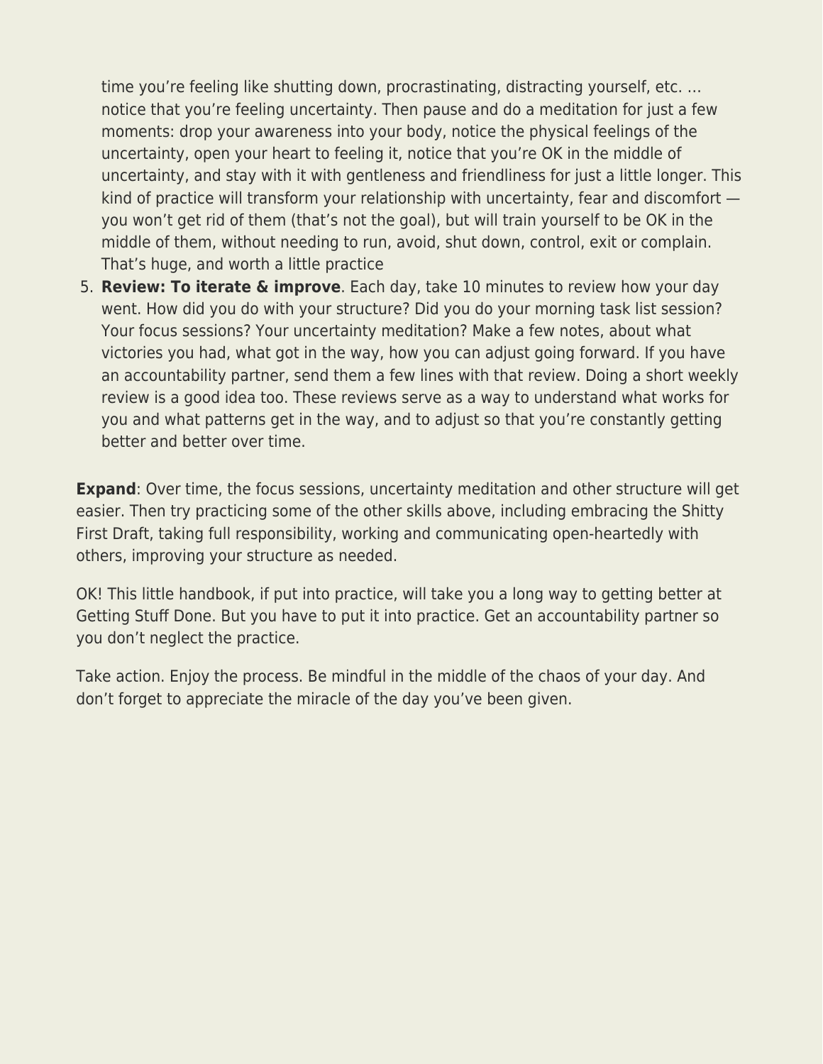time you're feeling like shutting down, procrastinating, distracting yourself, etc. … notice that you're feeling uncertainty. Then pause and do a meditation for just a few moments: drop your awareness into your body, notice the physical feelings of the uncertainty, open your heart to feeling it, notice that you're OK in the middle of uncertainty, and stay with it with gentleness and friendliness for just a little longer. This kind of practice will transform your relationship with uncertainty, fear and discomfort — you won't get rid of them (that's not the goal), but will train yourself to be OK in the middle of them, without needing to run, avoid, shut down, control, exit or complain. That's huge, and worth a little practice

5. **Review: To iterate & improve**. Each day, take 10 minutes to review how your day went. How did you do with your structure? Did you do your morning task list session? Your focus sessions? Your uncertainty meditation? Make a few notes, about what victories you had, what got in the way, how you can adjust going forward. If you have an accountability partner, send them a few lines with that review. Doing a short weekly review is a good idea too. These reviews serve as a way to understand what works for you and what patterns get in the way, and to adjust so that you're constantly getting better and better over time.

**Expand**: Over time, the focus sessions, uncertainty meditation and other structure will get easier. Then try practicing some of the other skills above, including embracing the Shitty First Draft, taking full responsibility, working and communicating open-heartedly with others, improving your structure as needed.

OK! This little handbook, if put into practice, will take you a long way to getting better at Getting Stuff Done. But you have to put it into practice. Get an accountability partner so you don't neglect the practice.

Take action. Enjoy the process. Be mindful in the middle of the chaos of your day. And don't forget to appreciate the miracle of the day you've been given.